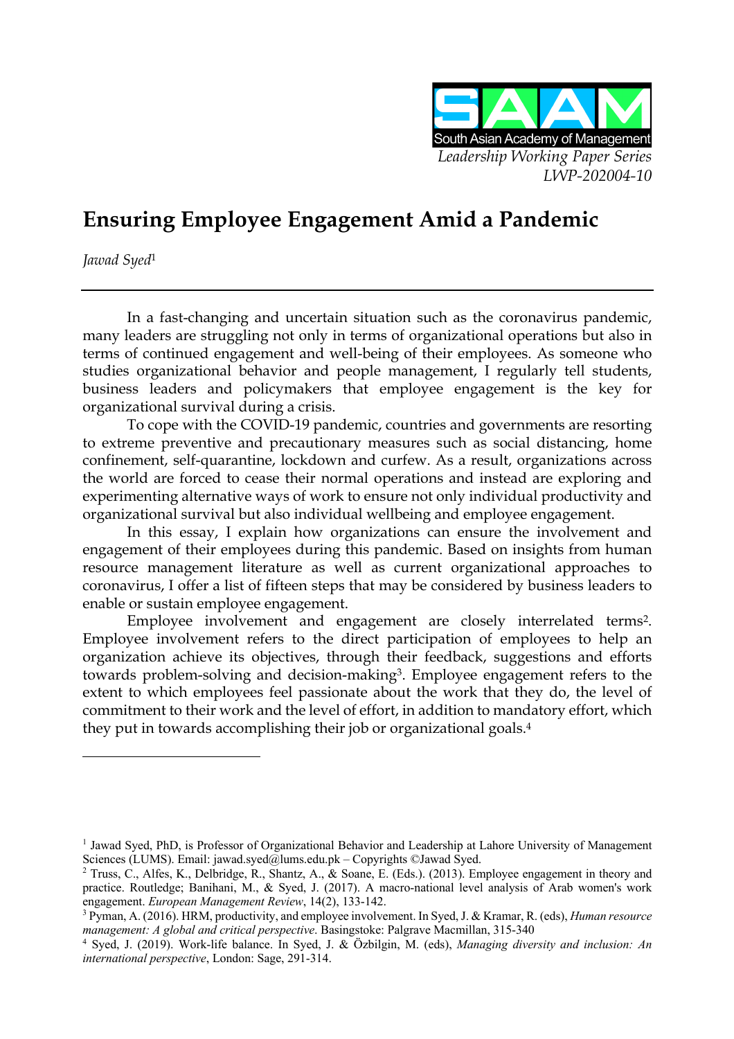South Asian Academy of Management

*Leadership Working Paper Series*
*LWP-202004-10*

# Ensuring Employee Engagement Amid a Pandemic

*Jawad Syed*[1]

In a fast-changing and uncertain situation such as the coronavirus pandemic, many leaders are struggling not only in terms of organizational operations but also in terms of continued engagement and well-being of their employees. As someone who studies organizational behavior and people management, I regularly tell students, business leaders and policymakers that employee engagement is the key for organizational survival during a crisis.

To cope with the COVID-19 pandemic, countries and governments are resorting to extreme preventive and precautionary measures such as social distancing, home confinement, self-quarantine, lockdown and curfew. As a result, organizations across the world are forced to cease their normal operations and instead are exploring and experimenting alternative ways of work to ensure not only individual productivity and organizational survival but also individual wellbeing and employee engagement.

In this essay, I explain how organizations can ensure the involvement and engagement of their employees during this pandemic. Based on insights from human resource management literature as well as current organizational approaches to coronavirus, I offer a list of fifteen steps that may be considered by business leaders to enable or sustain employee engagement.

Employee involvement and engagement are closely interrelated terms[2]. Employee involvement refers to the direct participation of employees to help an organization achieve its objectives, through their feedback, suggestions and efforts towards problem-solving and decision-making[3]. Employee engagement refers to the extent to which employees feel passionate about the work that they do, the level of commitment to their work and the level of effort, in addition to mandatory effort, which they put in towards accomplishing their job or organizational goals.[4]

---

[1] Jawad Syed, PhD, is Professor of Organizational Behavior and Leadership at Lahore University of Management Sciences (LUMS). Email: jawad.syed@lums.edu.pk – Copyrights ©Jawad Syed.

[2] Truss, C., Alfes, K., Delbridge, R., Shantz, A., & Soane, E. (Eds.). (2013). Employee engagement in theory and practice. Routledge; Banihani, M., & Syed, J. (2017). A macro-national level analysis of Arab women's work engagement. *European Management Review*, 14(2), 133-142.

[3] Pyman, A. (2016). HRM, productivity, and employee involvement. In Syed, J. & Kramar, R. (eds), *Human resource management: A global and critical perspective*. Basingstoke: Palgrave Macmillan, 315-340

[4] Syed, J. (2019). Work-life balance. In Syed, J. & Özbilgin, M. (eds), *Managing diversity and inclusion: An international perspective*, London: Sage, 291-314.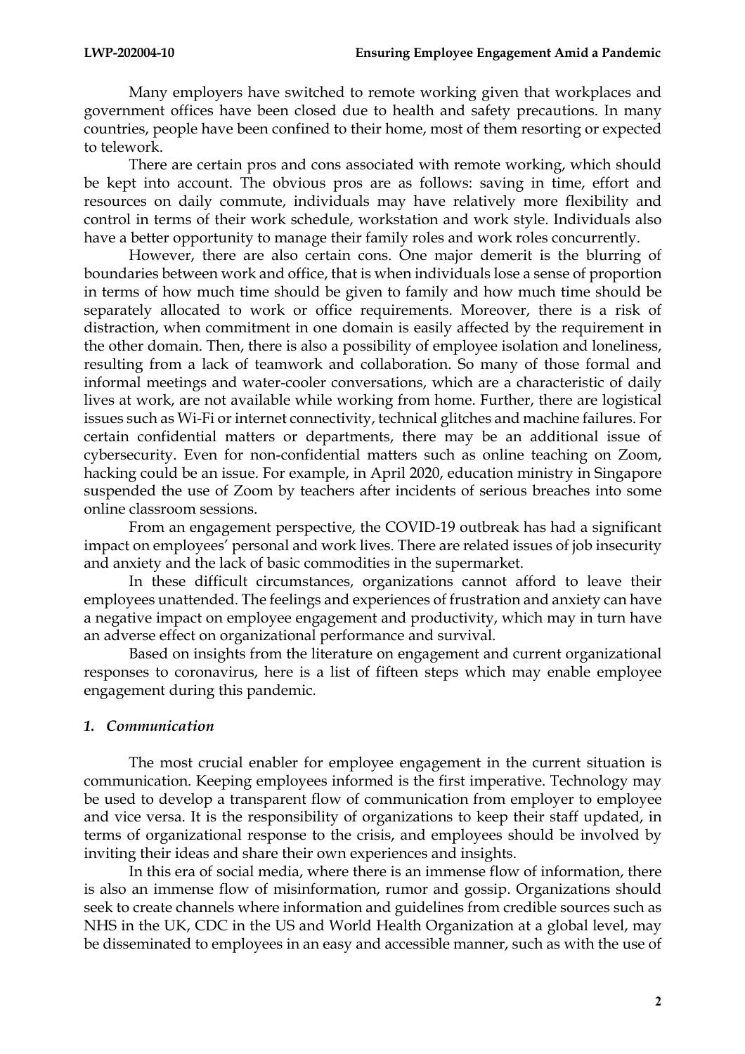Many employers have switched to remote working given that workplaces and government offices have been closed due to health and safety precautions. In many countries, people have been confined to their home, most of them resorting or expected to telework.

There are certain pros and cons associated with remote working, which should be kept into account. The obvious pros are as follows: saving in time, effort and resources on daily commute, individuals may have relatively more flexibility and control in terms of their work schedule, workstation and work style. Individuals also have a better opportunity to manage their family roles and work roles concurrently.

However, there are also certain cons. One major demerit is the blurring of boundaries between work and office, that is when individuals lose a sense of proportion in terms of how much time should be given to family and how much time should be separately allocated to work or office requirements. Moreover, there is a risk of distraction, when commitment in one domain is easily affected by the requirement in the other domain. Then, there is also a possibility of employee isolation and loneliness, resulting from a lack of teamwork and collaboration. So many of those formal and informal meetings and water-cooler conversations, which are a characteristic of daily lives at work, are not available while working from home. Further, there are logistical issues such as Wi-Fi or internet connectivity, technical glitches and machine failures. For certain confidential matters or departments, there may be an additional issue of cybersecurity. Even for non-confidential matters such as online teaching on Zoom, hacking could be an issue. For example, in April 2020, education ministry in Singapore suspended the use of Zoom by teachers after incidents of serious breaches into some online classroom sessions.

From an engagement perspective, the COVID-19 outbreak has had a significant impact on employees' personal and work lives. There are related issues of job insecurity and anxiety and the lack of basic commodities in the supermarket.

In these difficult circumstances, organizations cannot afford to leave their employees unattended. The feelings and experiences of frustration and anxiety can have a negative impact on employee engagement and productivity, which may in turn have an adverse effect on organizational performance and survival.

Based on insights from the literature on engagement and current organizational responses to coronavirus, here is a list of fifteen steps which may enable employee engagement during this pandemic.

### *1. Communication*

The most crucial enabler for employee engagement in the current situation is communication. Keeping employees informed is the first imperative. Technology may be used to develop a transparent flow of communication from employer to employee and vice versa. It is the responsibility of organizations to keep their staff updated, in terms of organizational response to the crisis, and employees should be involved by inviting their ideas and share their own experiences and insights.

In this era of social media, where there is an immense flow of information, there is also an immense flow of misinformation, rumor and gossip. Organizations should seek to create channels where information and guidelines from credible sources such as NHS in the UK, CDC in the US and World Health Organization at a global level, may be disseminated to employees in an easy and accessible manner, such as with the use of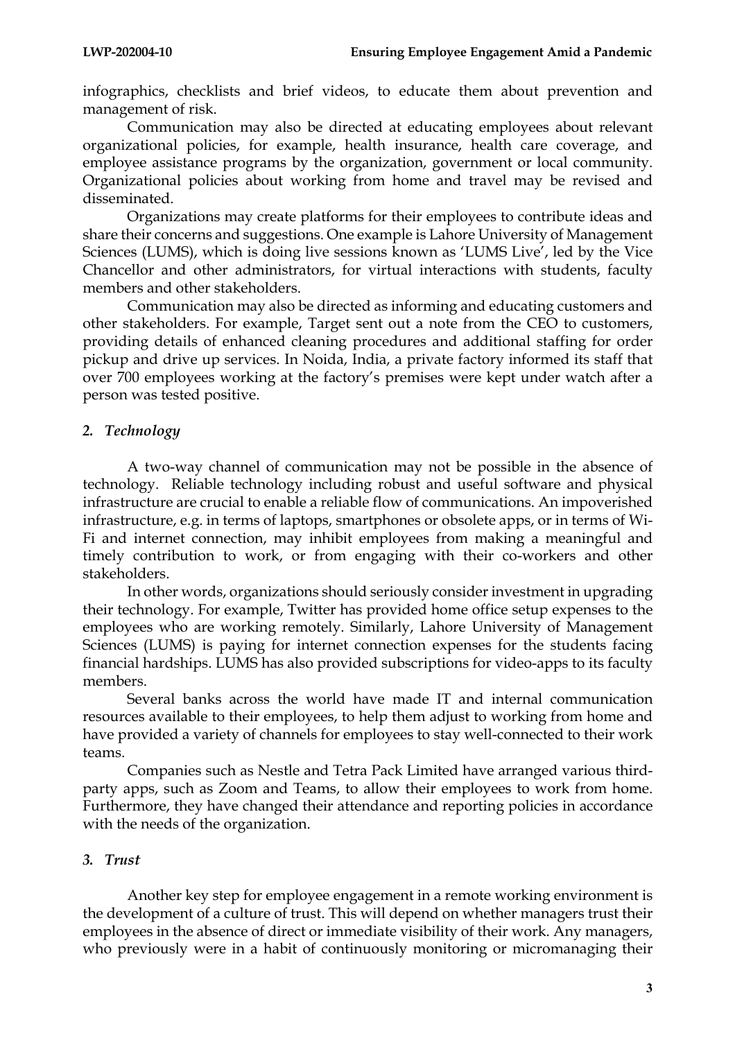infographics, checklists and brief videos, to educate them about prevention and management of risk.

Communication may also be directed at educating employees about relevant organizational policies, for example, health insurance, health care coverage, and employee assistance programs by the organization, government or local community. Organizational policies about working from home and travel may be revised and disseminated.

Organizations may create platforms for their employees to contribute ideas and share their concerns and suggestions. One example is Lahore University of Management Sciences (LUMS), which is doing live sessions known as 'LUMS Live', led by the Vice Chancellor and other administrators, for virtual interactions with students, faculty members and other stakeholders.

Communication may also be directed as informing and educating customers and other stakeholders. For example, Target sent out a note from the CEO to customers, providing details of enhanced cleaning procedures and additional staffing for order pickup and drive up services. In Noida, India, a private factory informed its staff that over 700 employees working at the factory's premises were kept under watch after a person was tested positive.

### *2. Technology*

A two-way channel of communication may not be possible in the absence of technology. Reliable technology including robust and useful software and physical infrastructure are crucial to enable a reliable flow of communications. An impoverished infrastructure, e.g. in terms of laptops, smartphones or obsolete apps, or in terms of Wi-Fi and internet connection, may inhibit employees from making a meaningful and timely contribution to work, or from engaging with their co-workers and other stakeholders.

In other words, organizations should seriously consider investment in upgrading their technology. For example, Twitter has provided home office setup expenses to the employees who are working remotely. Similarly, Lahore University of Management Sciences (LUMS) is paying for internet connection expenses for the students facing financial hardships. LUMS has also provided subscriptions for video-apps to its faculty members.

Several banks across the world have made IT and internal communication resources available to their employees, to help them adjust to working from home and have provided a variety of channels for employees to stay well-connected to their work teams.

Companies such as Nestle and Tetra Pack Limited have arranged various third-party apps, such as Zoom and Teams, to allow their employees to work from home. Furthermore, they have changed their attendance and reporting policies in accordance with the needs of the organization.

### *3. Trust*

Another key step for employee engagement in a remote working environment is the development of a culture of trust. This will depend on whether managers trust their employees in the absence of direct or immediate visibility of their work. Any managers, who previously were in a habit of continuously monitoring or micromanaging their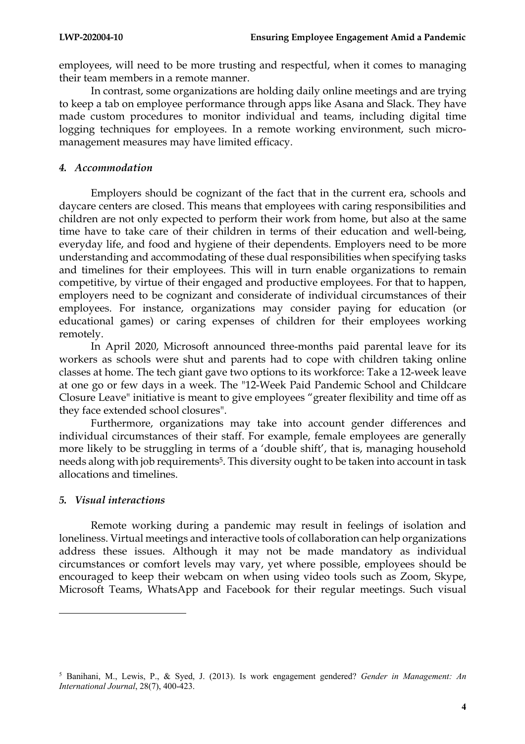employees, will need to be more trusting and respectful, when it comes to managing their team members in a remote manner.

In contrast, some organizations are holding daily online meetings and are trying to keep a tab on employee performance through apps like Asana and Slack. They have made custom procedures to monitor individual and teams, including digital time logging techniques for employees. In a remote working environment, such micro-management measures may have limited efficacy.

### *4. Accommodation*

Employers should be cognizant of the fact that in the current era, schools and daycare centers are closed. This means that employees with caring responsibilities and children are not only expected to perform their work from home, but also at the same time have to take care of their children in terms of their education and well-being, everyday life, and food and hygiene of their dependents. Employers need to be more understanding and accommodating of these dual responsibilities when specifying tasks and timelines for their employees. This will in turn enable organizations to remain competitive, by virtue of their engaged and productive employees. For that to happen, employers need to be cognizant and considerate of individual circumstances of their employees. For instance, organizations may consider paying for education (or educational games) or caring expenses of children for their employees working remotely.

In April 2020, Microsoft announced three-months paid parental leave for its workers as schools were shut and parents had to cope with children taking online classes at home. The tech giant gave two options to its workforce: Take a 12-week leave at one go or few days in a week. The "12-Week Paid Pandemic School and Childcare Closure Leave" initiative is meant to give employees "greater flexibility and time off as they face extended school closures".

Furthermore, organizations may take into account gender differences and individual circumstances of their staff. For example, female employees are generally more likely to be struggling in terms of a 'double shift', that is, managing household needs along with job requirements[5]. This diversity ought to be taken into account in task allocations and timelines.

### *5. Visual interactions*

Remote working during a pandemic may result in feelings of isolation and loneliness. Virtual meetings and interactive tools of collaboration can help organizations address these issues. Although it may not be made mandatory as individual circumstances or comfort levels may vary, yet where possible, employees should be encouraged to keep their webcam on when using video tools such as Zoom, Skype, Microsoft Teams, WhatsApp and Facebook for their regular meetings. Such visual

---

[5] Banihani, M., Lewis, P., & Syed, J. (2013). Is work engagement gendered? *Gender in Management: An International Journal*, 28(7), 400-423.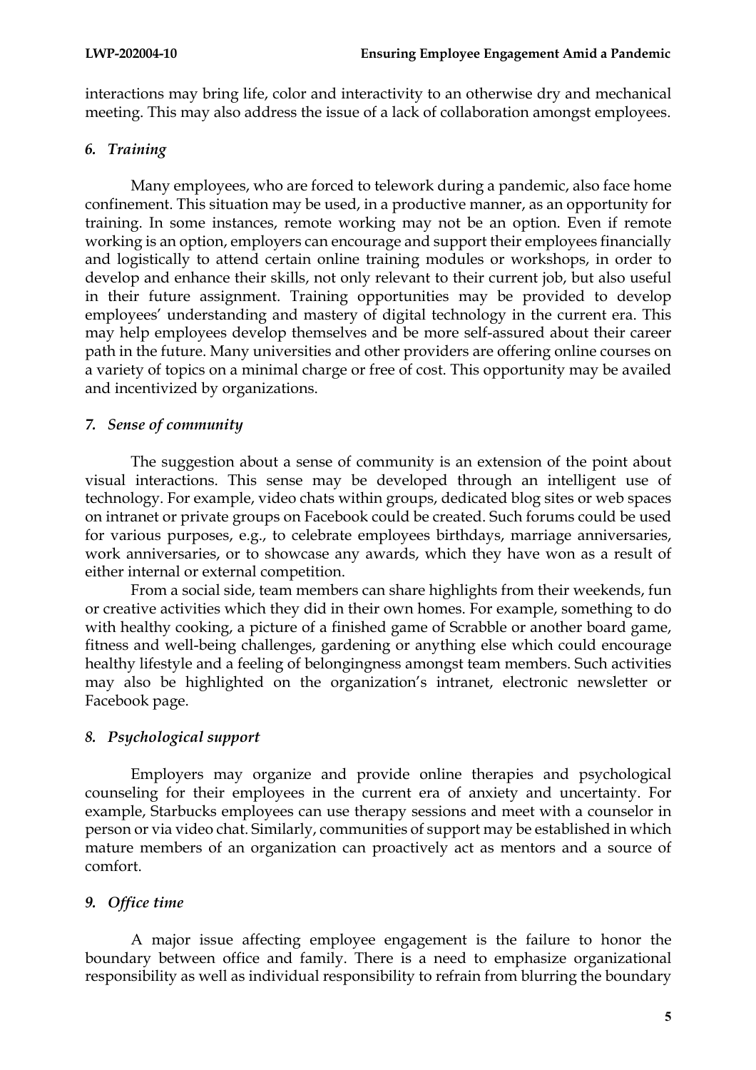interactions may bring life, color and interactivity to an otherwise dry and mechanical meeting. This may also address the issue of a lack of collaboration amongst employees.

### *6. Training*

Many employees, who are forced to telework during a pandemic, also face home confinement. This situation may be used, in a productive manner, as an opportunity for training. In some instances, remote working may not be an option. Even if remote working is an option, employers can encourage and support their employees financially and logistically to attend certain online training modules or workshops, in order to develop and enhance their skills, not only relevant to their current job, but also useful in their future assignment. Training opportunities may be provided to develop employees' understanding and mastery of digital technology in the current era. This may help employees develop themselves and be more self-assured about their career path in the future. Many universities and other providers are offering online courses on a variety of topics on a minimal charge or free of cost. This opportunity may be availed and incentivized by organizations.

### *7. Sense of community*

The suggestion about a sense of community is an extension of the point about visual interactions. This sense may be developed through an intelligent use of technology. For example, video chats within groups, dedicated blog sites or web spaces on intranet or private groups on Facebook could be created. Such forums could be used for various purposes, e.g., to celebrate employees birthdays, marriage anniversaries, work anniversaries, or to showcase any awards, which they have won as a result of either internal or external competition.

From a social side, team members can share highlights from their weekends, fun or creative activities which they did in their own homes. For example, something to do with healthy cooking, a picture of a finished game of Scrabble or another board game, fitness and well-being challenges, gardening or anything else which could encourage healthy lifestyle and a feeling of belongingness amongst team members. Such activities may also be highlighted on the organization's intranet, electronic newsletter or Facebook page.

### *8. Psychological support*

Employers may organize and provide online therapies and psychological counseling for their employees in the current era of anxiety and uncertainty. For example, Starbucks employees can use therapy sessions and meet with a counselor in person or via video chat. Similarly, communities of support may be established in which mature members of an organization can proactively act as mentors and a source of comfort.

### *9. Office time*

A major issue affecting employee engagement is the failure to honor the boundary between office and family. There is a need to emphasize organizational responsibility as well as individual responsibility to refrain from blurring the boundary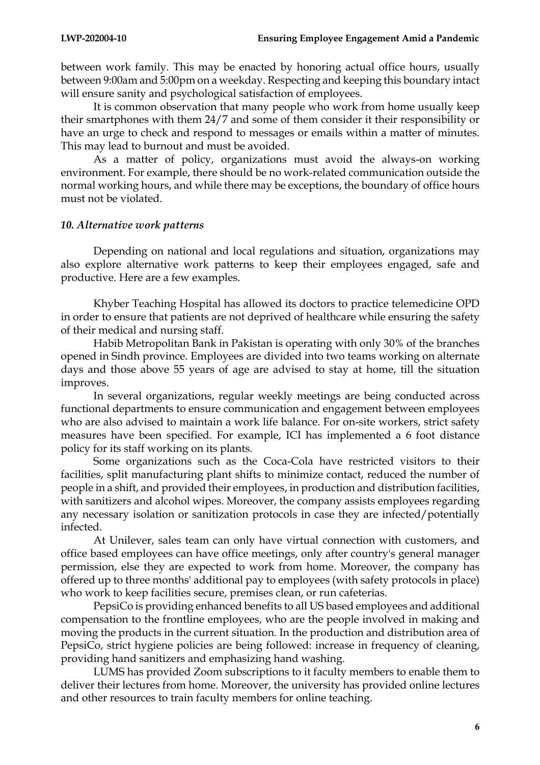between work family. This may be enacted by honoring actual office hours, usually between 9:00am and 5:00pm on a weekday. Respecting and keeping this boundary intact will ensure sanity and psychological satisfaction of employees.

It is common observation that many people who work from home usually keep their smartphones with them 24/7 and some of them consider it their responsibility or have an urge to check and respond to messages or emails within a matter of minutes. This may lead to burnout and must be avoided.

As a matter of policy, organizations must avoid the always-on working environment. For example, there should be no work-related communication outside the normal working hours, and while there may be exceptions, the boundary of office hours must not be violated.

### *10. Alternative work patterns*

Depending on national and local regulations and situation, organizations may also explore alternative work patterns to keep their employees engaged, safe and productive. Here are a few examples.

Khyber Teaching Hospital has allowed its doctors to practice telemedicine OPD in order to ensure that patients are not deprived of healthcare while ensuring the safety of their medical and nursing staff.

Habib Metropolitan Bank in Pakistan is operating with only 30% of the branches opened in Sindh province. Employees are divided into two teams working on alternate days and those above 55 years of age are advised to stay at home, till the situation improves.

In several organizations, regular weekly meetings are being conducted across functional departments to ensure communication and engagement between employees who are also advised to maintain a work life balance. For on-site workers, strict safety measures have been specified. For example, ICI has implemented a 6 foot distance policy for its staff working on its plants.

Some organizations such as the Coca-Cola have restricted visitors to their facilities, split manufacturing plant shifts to minimize contact, reduced the number of people in a shift, and provided their employees, in production and distribution facilities, with sanitizers and alcohol wipes. Moreover, the company assists employees regarding any necessary isolation or sanitization protocols in case they are infected/potentially infected.

At Unilever, sales team can only have virtual connection with customers, and office based employees can have office meetings, only after country's general manager permission, else they are expected to work from home. Moreover, the company has offered up to three months' additional pay to employees (with safety protocols in place) who work to keep facilities secure, premises clean, or run cafeterias.

PepsiCo is providing enhanced benefits to all US based employees and additional compensation to the frontline employees, who are the people involved in making and moving the products in the current situation. In the production and distribution area of PepsiCo, strict hygiene policies are being followed: increase in frequency of cleaning, providing hand sanitizers and emphasizing hand washing.

LUMS has provided Zoom subscriptions to it faculty members to enable them to deliver their lectures from home. Moreover, the university has provided online lectures and other resources to train faculty members for online teaching.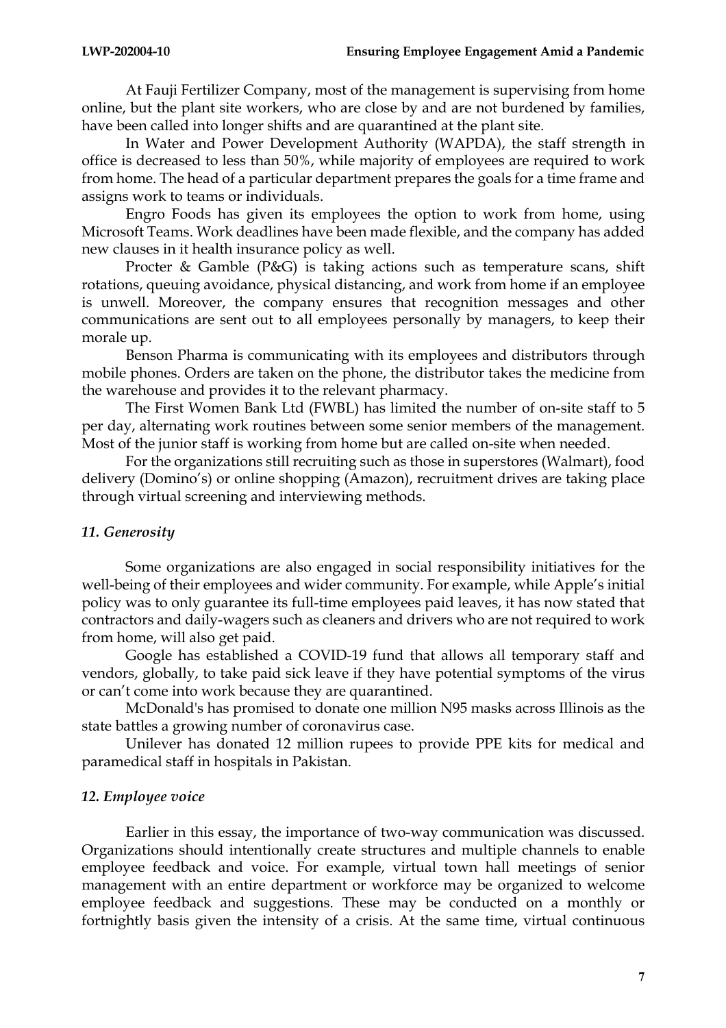At Fauji Fertilizer Company, most of the management is supervising from home online, but the plant site workers, who are close by and are not burdened by families, have been called into longer shifts and are quarantined at the plant site.

In Water and Power Development Authority (WAPDA), the staff strength in office is decreased to less than 50%, while majority of employees are required to work from home. The head of a particular department prepares the goals for a time frame and assigns work to teams or individuals.

Engro Foods has given its employees the option to work from home, using Microsoft Teams. Work deadlines have been made flexible, and the company has added new clauses in it health insurance policy as well.

Procter & Gamble (P&G) is taking actions such as temperature scans, shift rotations, queuing avoidance, physical distancing, and work from home if an employee is unwell. Moreover, the company ensures that recognition messages and other communications are sent out to all employees personally by managers, to keep their morale up.

Benson Pharma is communicating with its employees and distributors through mobile phones. Orders are taken on the phone, the distributor takes the medicine from the warehouse and provides it to the relevant pharmacy.

The First Women Bank Ltd (FWBL) has limited the number of on-site staff to 5 per day, alternating work routines between some senior members of the management. Most of the junior staff is working from home but are called on-site when needed.

For the organizations still recruiting such as those in superstores (Walmart), food delivery (Domino's) or online shopping (Amazon), recruitment drives are taking place through virtual screening and interviewing methods.

### *11. Generosity*

Some organizations are also engaged in social responsibility initiatives for the well-being of their employees and wider community. For example, while Apple's initial policy was to only guarantee its full-time employees paid leaves, it has now stated that contractors and daily-wagers such as cleaners and drivers who are not required to work from home, will also get paid.

Google has established a COVID-19 fund that allows all temporary staff and vendors, globally, to take paid sick leave if they have potential symptoms of the virus or can't come into work because they are quarantined.

McDonald's has promised to donate one million N95 masks across Illinois as the state battles a growing number of coronavirus case.

Unilever has donated 12 million rupees to provide PPE kits for medical and paramedical staff in hospitals in Pakistan.

### *12. Employee voice*

Earlier in this essay, the importance of two-way communication was discussed. Organizations should intentionally create structures and multiple channels to enable employee feedback and voice. For example, virtual town hall meetings of senior management with an entire department or workforce may be organized to welcome employee feedback and suggestions. These may be conducted on a monthly or fortnightly basis given the intensity of a crisis. At the same time, virtual continuous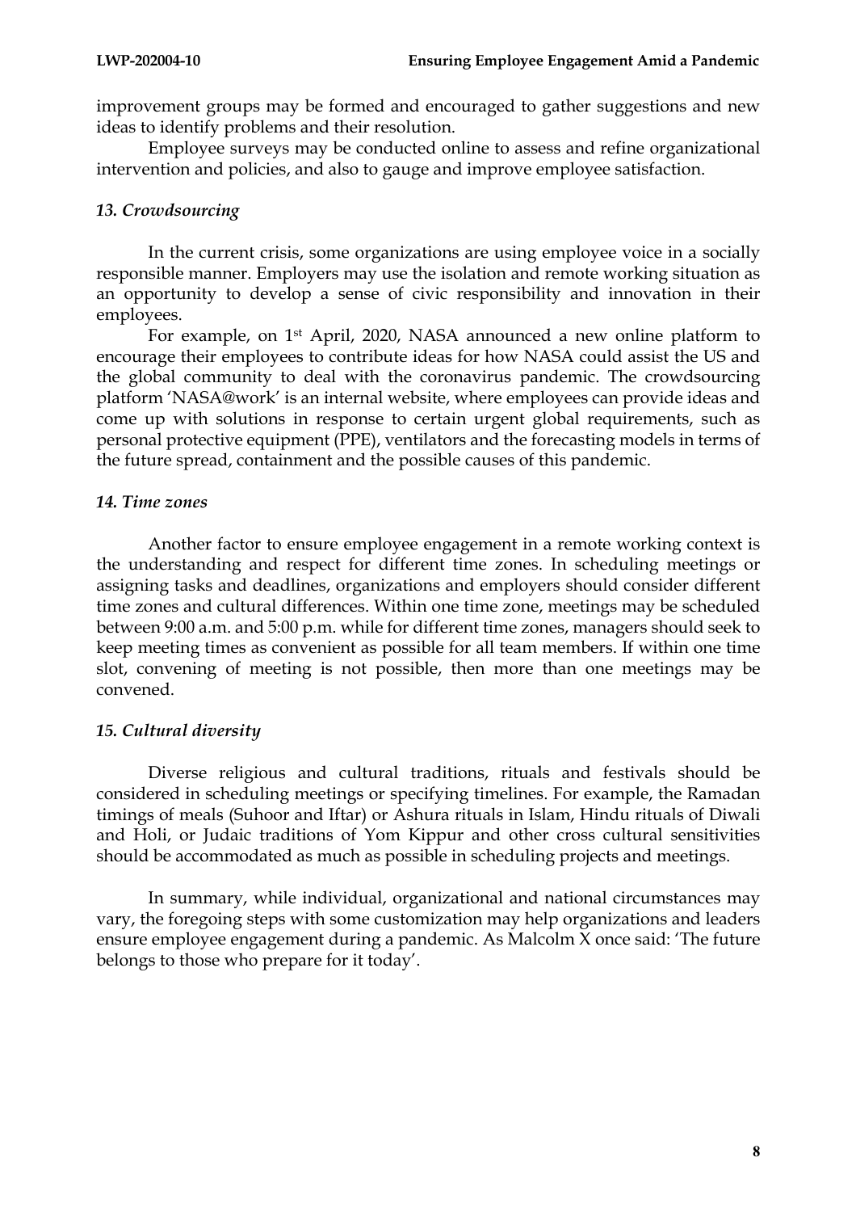improvement groups may be formed and encouraged to gather suggestions and new ideas to identify problems and their resolution.

Employee surveys may be conducted online to assess and refine organizational intervention and policies, and also to gauge and improve employee satisfaction.

### *13. Crowdsourcing*

In the current crisis, some organizations are using employee voice in a socially responsible manner. Employers may use the isolation and remote working situation as an opportunity to develop a sense of civic responsibility and innovation in their employees.

For example, on 1st April, 2020, NASA announced a new online platform to encourage their employees to contribute ideas for how NASA could assist the US and the global community to deal with the coronavirus pandemic. The crowdsourcing platform 'NASA@work' is an internal website, where employees can provide ideas and come up with solutions in response to certain urgent global requirements, such as personal protective equipment (PPE), ventilators and the forecasting models in terms of the future spread, containment and the possible causes of this pandemic.

### *14. Time zones*

Another factor to ensure employee engagement in a remote working context is the understanding and respect for different time zones. In scheduling meetings or assigning tasks and deadlines, organizations and employers should consider different time zones and cultural differences. Within one time zone, meetings may be scheduled between 9:00 a.m. and 5:00 p.m. while for different time zones, managers should seek to keep meeting times as convenient as possible for all team members. If within one time slot, convening of meeting is not possible, then more than one meetings may be convened.

### *15. Cultural diversity*

Diverse religious and cultural traditions, rituals and festivals should be considered in scheduling meetings or specifying timelines. For example, the Ramadan timings of meals (Suhoor and Iftar) or Ashura rituals in Islam, Hindu rituals of Diwali and Holi, or Judaic traditions of Yom Kippur and other cross cultural sensitivities should be accommodated as much as possible in scheduling projects and meetings.

In summary, while individual, organizational and national circumstances may vary, the foregoing steps with some customization may help organizations and leaders ensure employee engagement during a pandemic. As Malcolm X once said: 'The future belongs to those who prepare for it today'.